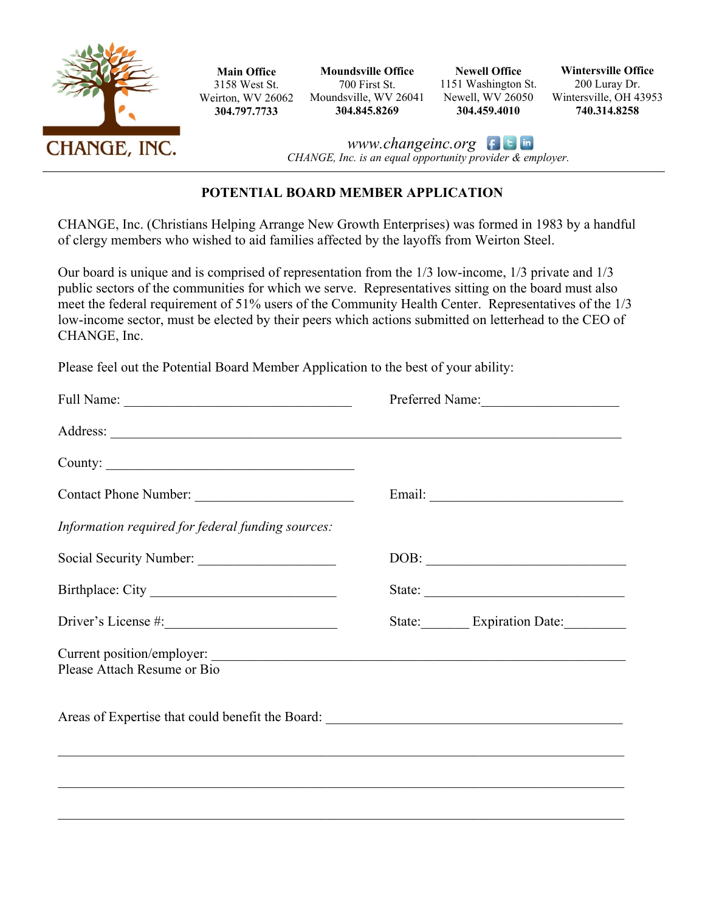CHANGE, INC.

**Main Office**
3158 West St.
Weirton, WV 26062
**304.797.7733**

**Moundsville Office**
700 First St.
Moundsville, WV 26041
**304.845.8269**

**Newell Office**
1151 Washington St.
Newell, WV 26050
**304.459.4010**

**Wintersville Office**
200 Luray Dr.
Wintersville, OH 43953
**740.314.8258**

*www.changeinc.org*
*CHANGE, Inc. is an equal opportunity provider & employer.*

---

## POTENTIAL BOARD MEMBER APPLICATION

CHANGE, Inc. (Christians Helping Arrange New Growth Enterprises) was formed in 1983 by a handful of clergy members who wished to aid families affected by the layoffs from Weirton Steel.

Our board is unique and is comprised of representation from the 1/3 low-income, 1/3 private and 1/3 public sectors of the communities for which we serve. Representatives sitting on the board must also meet the federal requirement of 51% users of the Community Health Center. Representatives of the 1/3 low-income sector, must be elected by their peers which actions submitted on letterhead to the CEO of CHANGE, Inc.

Please feel out the Potential Board Member Application to the best of your ability:

Full Name: ________________________________ Preferred Name: ____________________

Address: ______________________________________________________________________

County: ___________________________________

Contact Phone Number: ______________________ Email: ____________________________

*Information required for federal funding sources:*

Social Security Number: ____________________ DOB: _____________________________

Birthplace: City ___________________________ State: ____________________________

Driver's License #: ________________________ State: _______ Expiration Date: _________

Current position/employer: ______________________________________________________
Please Attach Resume or Bio

Areas of Expertise that could benefit the Board: ___________________________________

_______________________________________________________________________________

_______________________________________________________________________________

_______________________________________________________________________________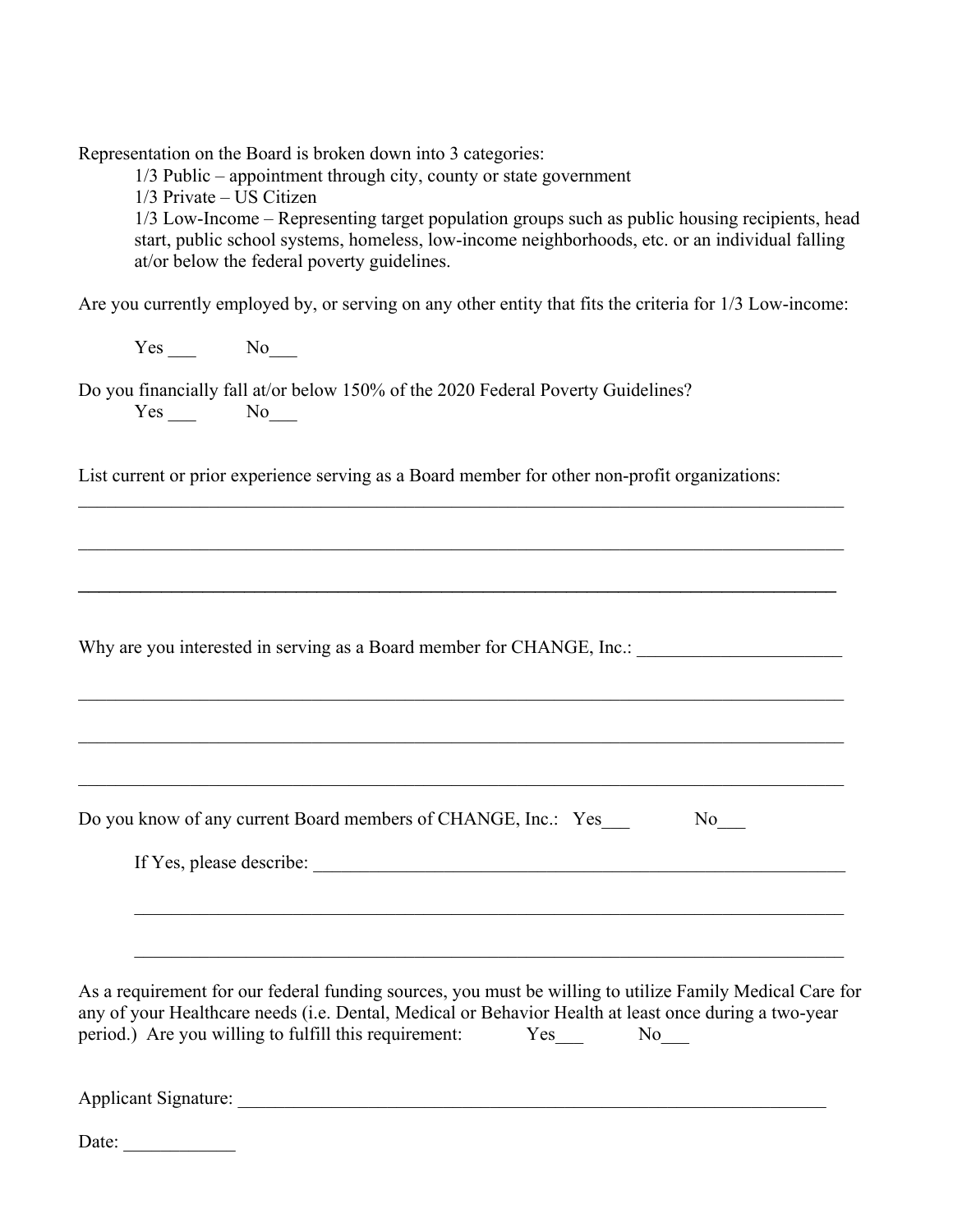Representation on the Board is broken down into 3 categories:

> 1/3 Public – appointment through city, county or state government
>
> 1/3 Private – US Citizen
>
> 1/3 Low-Income – Representing target population groups such as public housing recipients, head start, public school systems, homeless, low-income neighborhoods, etc. or an individual falling at/or below the federal poverty guidelines.

Are you currently employed by, or serving on any other entity that fits the criteria for 1/3 Low-income:

Yes ___ No___

Do you financially fall at/or below 150% of the 2020 Federal Poverty Guidelines?

Yes ___ No___

List current or prior experience serving as a Board member for other non-profit organizations:

______________________________________________________________________________

______________________________________________________________________________

______________________________________________________________________________

Why are you interested in serving as a Board member for CHANGE, Inc.: ______________________

______________________________________________________________________________

______________________________________________________________________________

______________________________________________________________________________

Do you know of any current Board members of CHANGE, Inc.: Yes___ No___

If Yes, please describe: ____________________________________________________________

______________________________________________________________________________

______________________________________________________________________________

As a requirement for our federal funding sources, you must be willing to utilize Family Medical Care for any of your Healthcare needs (i.e. Dental, Medical or Behavior Health at least once during a two-year period.) Are you willing to fulfill this requirement: Yes___ No___

Applicant Signature: ______________________________________________________________

Date: ____________